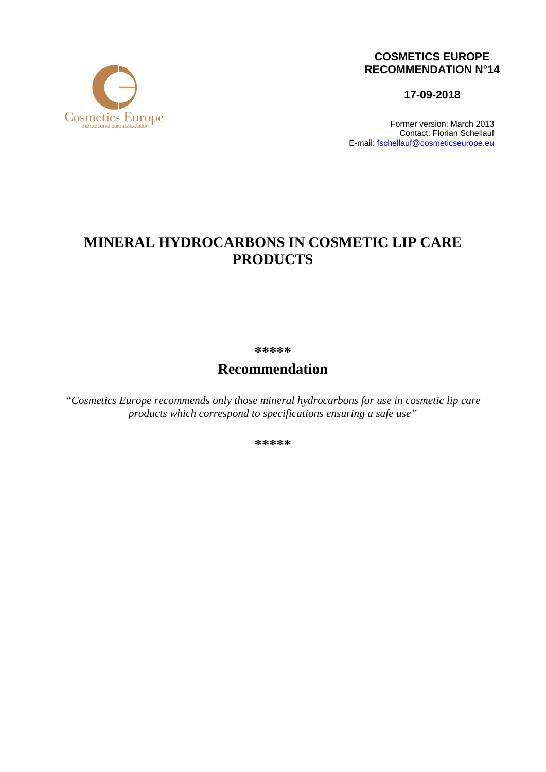**COSMETICS EUROPE**
**RECOMMENDATION N°14**

**17-09-2018**

Former version: March 2013
Contact: Florian Schellauf
E-mail: fschellauf@cosmeticseurope.eu

# MINERAL HYDROCARBONS IN COSMETIC LIP CARE PRODUCTS

**\*\*\*\*\***

## Recommendation

*"Cosmetics Europe recommends only those mineral hydrocarbons for use in cosmetic lip care products which correspond to specifications ensuring a safe use"*

**\*\*\*\*\***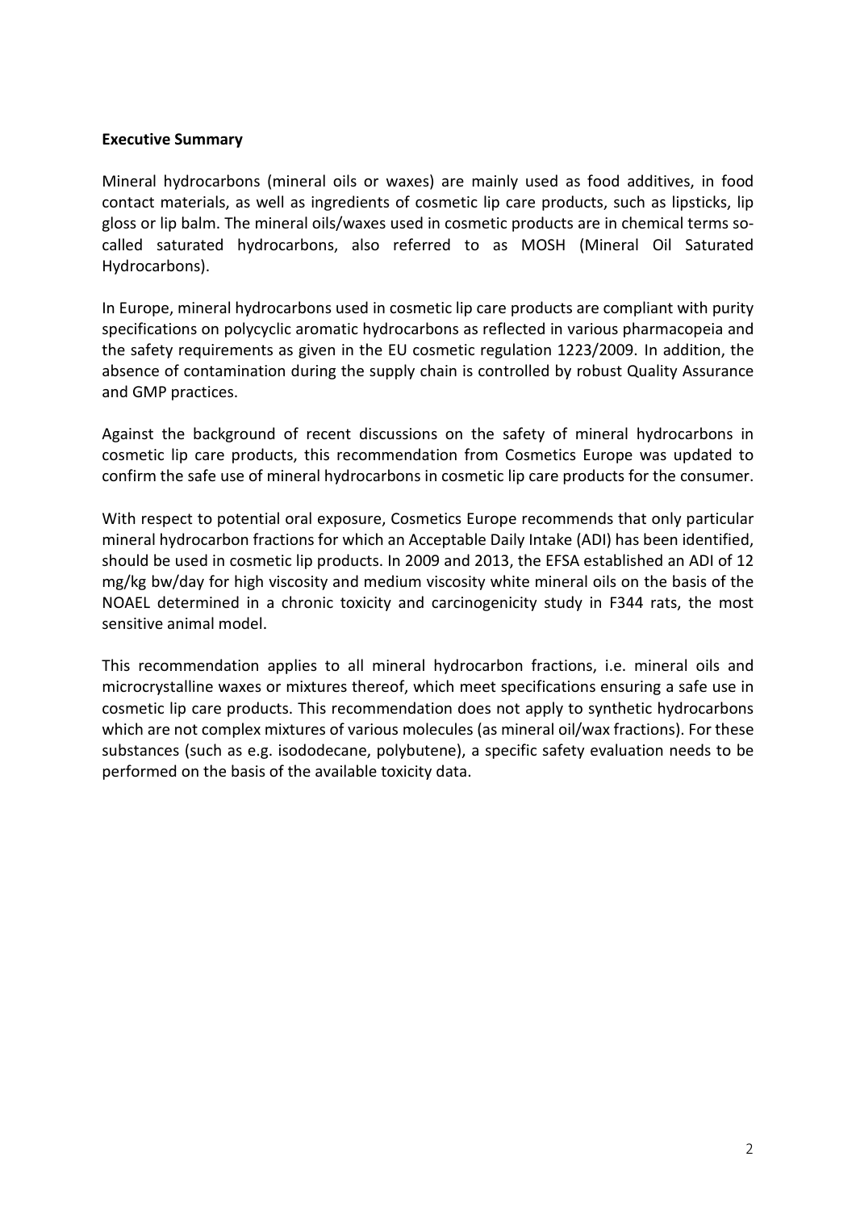**Executive Summary**

Mineral hydrocarbons (mineral oils or waxes) are mainly used as food additives, in food contact materials, as well as ingredients of cosmetic lip care products, such as lipsticks, lip gloss or lip balm. The mineral oils/waxes used in cosmetic products are in chemical terms so-called saturated hydrocarbons, also referred to as MOSH (Mineral Oil Saturated Hydrocarbons).

In Europe, mineral hydrocarbons used in cosmetic lip care products are compliant with purity specifications on polycyclic aromatic hydrocarbons as reflected in various pharmacopeia and the safety requirements as given in the EU cosmetic regulation 1223/2009. In addition, the absence of contamination during the supply chain is controlled by robust Quality Assurance and GMP practices.

Against the background of recent discussions on the safety of mineral hydrocarbons in cosmetic lip care products, this recommendation from Cosmetics Europe was updated to confirm the safe use of mineral hydrocarbons in cosmetic lip care products for the consumer.

With respect to potential oral exposure, Cosmetics Europe recommends that only particular mineral hydrocarbon fractions for which an Acceptable Daily Intake (ADI) has been identified, should be used in cosmetic lip products. In 2009 and 2013, the EFSA established an ADI of 12 mg/kg bw/day for high viscosity and medium viscosity white mineral oils on the basis of the NOAEL determined in a chronic toxicity and carcinogenicity study in F344 rats, the most sensitive animal model.

This recommendation applies to all mineral hydrocarbon fractions, i.e. mineral oils and microcrystalline waxes or mixtures thereof, which meet specifications ensuring a safe use in cosmetic lip care products. This recommendation does not apply to synthetic hydrocarbons which are not complex mixtures of various molecules (as mineral oil/wax fractions). For these substances (such as e.g. isododecane, polybutene), a specific safety evaluation needs to be performed on the basis of the available toxicity data.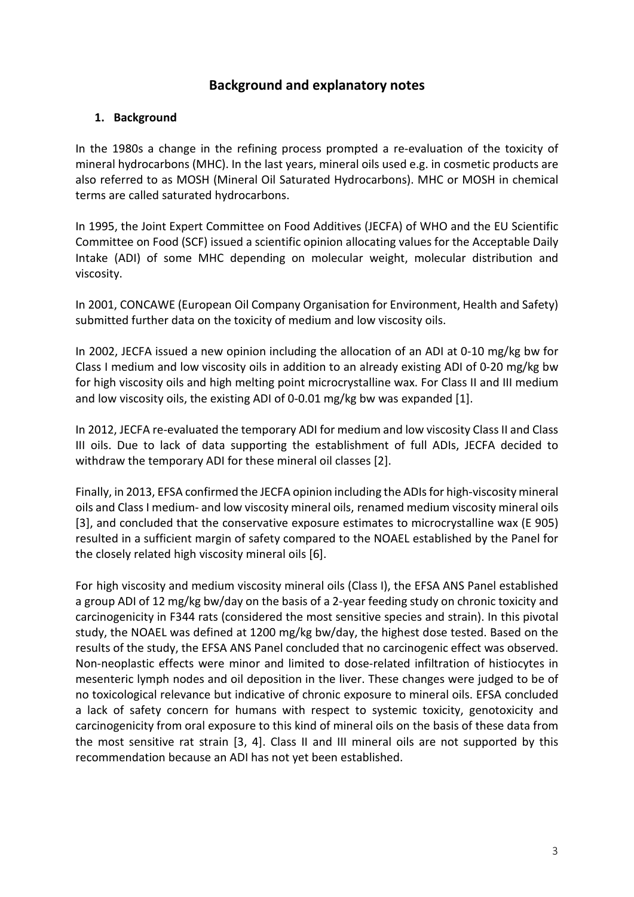# Background and explanatory notes

## 1. Background

In the 1980s a change in the refining process prompted a re-evaluation of the toxicity of mineral hydrocarbons (MHC). In the last years, mineral oils used e.g. in cosmetic products are also referred to as MOSH (Mineral Oil Saturated Hydrocarbons). MHC or MOSH in chemical terms are called saturated hydrocarbons.

In 1995, the Joint Expert Committee on Food Additives (JECFA) of WHO and the EU Scientific Committee on Food (SCF) issued a scientific opinion allocating values for the Acceptable Daily Intake (ADI) of some MHC depending on molecular weight, molecular distribution and viscosity.

In 2001, CONCAWE (European Oil Company Organisation for Environment, Health and Safety) submitted further data on the toxicity of medium and low viscosity oils.

In 2002, JECFA issued a new opinion including the allocation of an ADI at 0-10 mg/kg bw for Class I medium and low viscosity oils in addition to an already existing ADI of 0-20 mg/kg bw for high viscosity oils and high melting point microcrystalline wax. For Class II and III medium and low viscosity oils, the existing ADI of 0-0.01 mg/kg bw was expanded [1].

In 2012, JECFA re-evaluated the temporary ADI for medium and low viscosity Class II and Class III oils. Due to lack of data supporting the establishment of full ADIs, JECFA decided to withdraw the temporary ADI for these mineral oil classes [2].

Finally, in 2013, EFSA confirmed the JECFA opinion including the ADIs for high-viscosity mineral oils and Class I medium- and low viscosity mineral oils, renamed medium viscosity mineral oils [3], and concluded that the conservative exposure estimates to microcrystalline wax (E 905) resulted in a sufficient margin of safety compared to the NOAEL established by the Panel for the closely related high viscosity mineral oils [6].

For high viscosity and medium viscosity mineral oils (Class I), the EFSA ANS Panel established a group ADI of 12 mg/kg bw/day on the basis of a 2-year feeding study on chronic toxicity and carcinogenicity in F344 rats (considered the most sensitive species and strain). In this pivotal study, the NOAEL was defined at 1200 mg/kg bw/day, the highest dose tested. Based on the results of the study, the EFSA ANS Panel concluded that no carcinogenic effect was observed. Non-neoplastic effects were minor and limited to dose-related infiltration of histiocytes in mesenteric lymph nodes and oil deposition in the liver. These changes were judged to be of no toxicological relevance but indicative of chronic exposure to mineral oils. EFSA concluded a lack of safety concern for humans with respect to systemic toxicity, genotoxicity and carcinogenicity from oral exposure to this kind of mineral oils on the basis of these data from the most sensitive rat strain [3, 4]. Class II and III mineral oils are not supported by this recommendation because an ADI has not yet been established.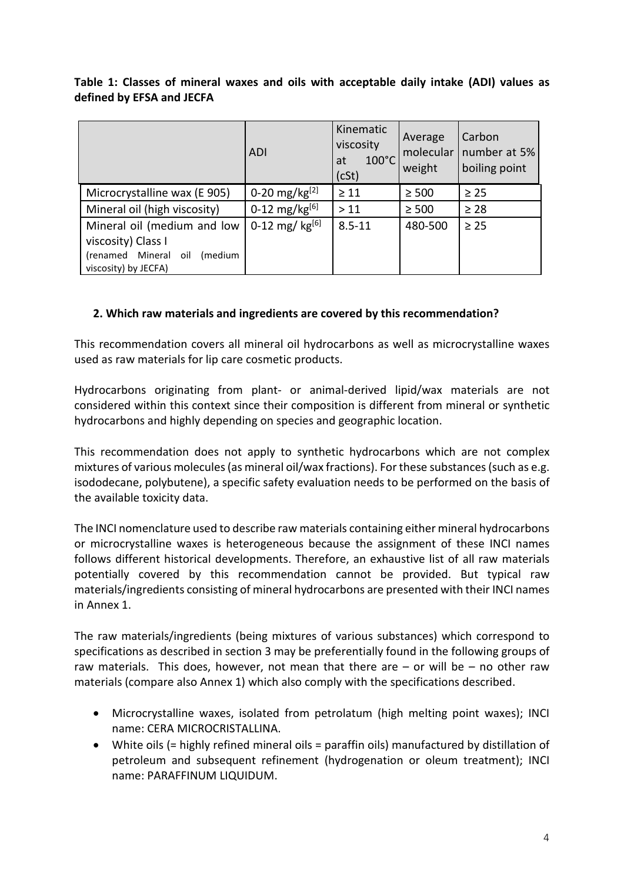**Table 1: Classes of mineral waxes and oils with acceptable daily intake (ADI) values as defined by EFSA and JECFA**

| | ADI | Kinematic viscosity at 100°C (cSt) | Average molecular weight | Carbon number at 5% boiling point |
|---|---|---|---|---|
| Microcrystalline wax (E 905) | 0-20 mg/kg[2] | ≥ 11 | ≥ 500 | ≥ 25 |
| Mineral oil (high viscosity) | 0-12 mg/kg[6] | > 11 | ≥ 500 | ≥ 28 |
| Mineral oil (medium and low viscosity) Class I (renamed Mineral oil (medium viscosity) by JECFA) | 0-12 mg/ kg[6] | 8.5-11 | 480-500 | ≥ 25 |

## 2. Which raw materials and ingredients are covered by this recommendation?

This recommendation covers all mineral oil hydrocarbons as well as microcrystalline waxes used as raw materials for lip care cosmetic products.

Hydrocarbons originating from plant- or animal-derived lipid/wax materials are not considered within this context since their composition is different from mineral or synthetic hydrocarbons and highly depending on species and geographic location.

This recommendation does not apply to synthetic hydrocarbons which are not complex mixtures of various molecules (as mineral oil/wax fractions). For these substances (such as e.g. isododecane, polybutene), a specific safety evaluation needs to be performed on the basis of the available toxicity data.

The INCI nomenclature used to describe raw materials containing either mineral hydrocarbons or microcrystalline waxes is heterogeneous because the assignment of these INCI names follows different historical developments. Therefore, an exhaustive list of all raw materials potentially covered by this recommendation cannot be provided. But typical raw materials/ingredients consisting of mineral hydrocarbons are presented with their INCI names in Annex 1.

The raw materials/ingredients (being mixtures of various substances) which correspond to specifications as described in section 3 may be preferentially found in the following groups of raw materials. This does, however, not mean that there are – or will be – no other raw materials (compare also Annex 1) which also comply with the specifications described.

- Microcrystalline waxes, isolated from petrolatum (high melting point waxes); INCI name: CERA MICROCRISTALLINA.
- White oils (= highly refined mineral oils = paraffin oils) manufactured by distillation of petroleum and subsequent refinement (hydrogenation or oleum treatment); INCI name: PARAFFINUM LIQUIDUM.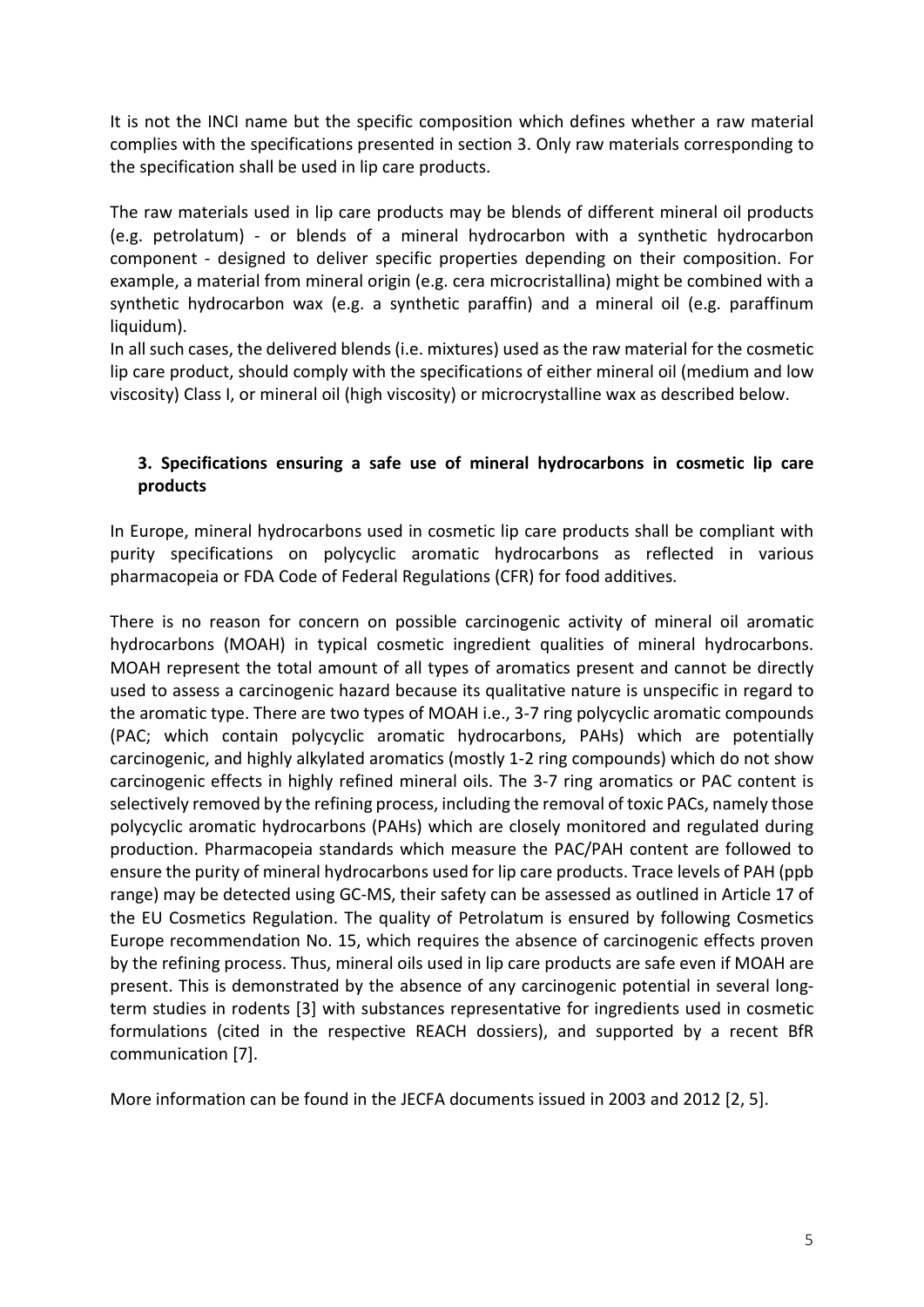It is not the INCI name but the specific composition which defines whether a raw material complies with the specifications presented in section 3. Only raw materials corresponding to the specification shall be used in lip care products.

The raw materials used in lip care products may be blends of different mineral oil products (e.g. petrolatum) - or blends of a mineral hydrocarbon with a synthetic hydrocarbon component - designed to deliver specific properties depending on their composition. For example, a material from mineral origin (e.g. cera microcristallina) might be combined with a synthetic hydrocarbon wax (e.g. a synthetic paraffin) and a mineral oil (e.g. paraffinum liquidum).
In all such cases, the delivered blends (i.e. mixtures) used as the raw material for the cosmetic lip care product, should comply with the specifications of either mineral oil (medium and low viscosity) Class I, or mineral oil (high viscosity) or microcrystalline wax as described below.

## 3. Specifications ensuring a safe use of mineral hydrocarbons in cosmetic lip care products

In Europe, mineral hydrocarbons used in cosmetic lip care products shall be compliant with purity specifications on polycyclic aromatic hydrocarbons as reflected in various pharmacopeia or FDA Code of Federal Regulations (CFR) for food additives.

There is no reason for concern on possible carcinogenic activity of mineral oil aromatic hydrocarbons (MOAH) in typical cosmetic ingredient qualities of mineral hydrocarbons. MOAH represent the total amount of all types of aromatics present and cannot be directly used to assess a carcinogenic hazard because its qualitative nature is unspecific in regard to the aromatic type. There are two types of MOAH i.e., 3-7 ring polycyclic aromatic compounds (PAC; which contain polycyclic aromatic hydrocarbons, PAHs) which are potentially carcinogenic, and highly alkylated aromatics (mostly 1-2 ring compounds) which do not show carcinogenic effects in highly refined mineral oils. The 3-7 ring aromatics or PAC content is selectively removed by the refining process, including the removal of toxic PACs, namely those polycyclic aromatic hydrocarbons (PAHs) which are closely monitored and regulated during production. Pharmacopeia standards which measure the PAC/PAH content are followed to ensure the purity of mineral hydrocarbons used for lip care products. Trace levels of PAH (ppb range) may be detected using GC-MS, their safety can be assessed as outlined in Article 17 of the EU Cosmetics Regulation. The quality of Petrolatum is ensured by following Cosmetics Europe recommendation No. 15, which requires the absence of carcinogenic effects proven by the refining process. Thus, mineral oils used in lip care products are safe even if MOAH are present. This is demonstrated by the absence of any carcinogenic potential in several long-term studies in rodents [3] with substances representative for ingredients used in cosmetic formulations (cited in the respective REACH dossiers), and supported by a recent BfR communication [7].

More information can be found in the JECFA documents issued in 2003 and 2012 [2, 5].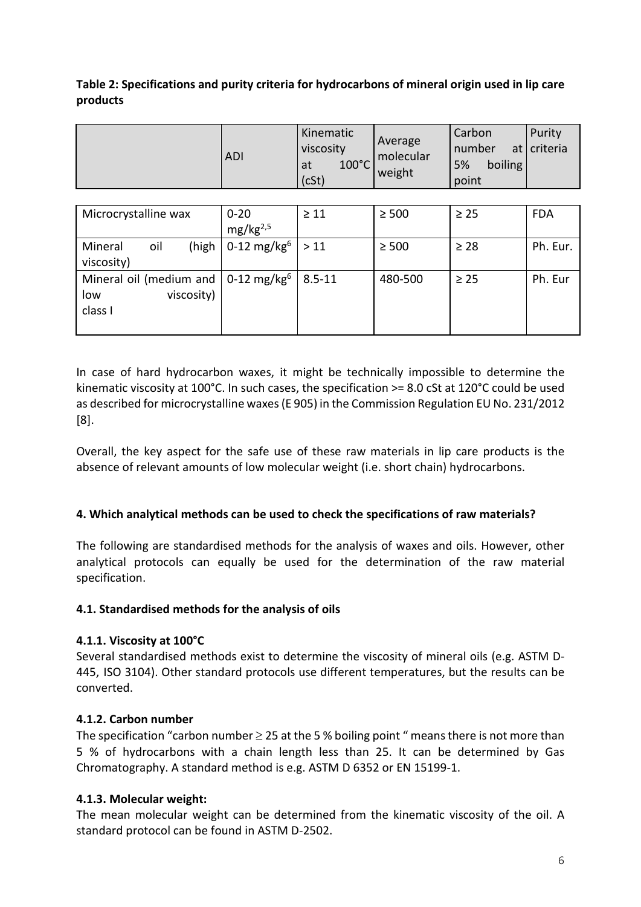**Table 2: Specifications and purity criteria for hydrocarbons of mineral origin used in lip care products**

| | ADI | Kinematic viscosity at 100°C (cSt) | Average molecular weight | Carbon number at 5% boiling point | Purity criteria |
|---|---|---|---|---|---|
| Microcrystalline wax | 0-20 mg/kg[2,5] | ≥ 11 | ≥ 500 | ≥ 25 | FDA |
| Mineral oil (high viscosity) | 0-12 mg/kg[6] | > 11 | ≥ 500 | ≥ 28 | Ph. Eur. |
| Mineral oil (medium and low viscosity) class I | 0-12 mg/kg[6] | 8.5-11 | 480-500 | ≥ 25 | Ph. Eur |

In case of hard hydrocarbon waxes, it might be technically impossible to determine the kinematic viscosity at 100°C. In such cases, the specification >= 8.0 cSt at 120°C could be used as described for microcrystalline waxes (E 905) in the Commission Regulation EU No. 231/2012 [8].

Overall, the key aspect for the safe use of these raw materials in lip care products is the absence of relevant amounts of low molecular weight (i.e. short chain) hydrocarbons.

## 4. Which analytical methods can be used to check the specifications of raw materials?

The following are standardised methods for the analysis of waxes and oils. However, other analytical protocols can equally be used for the determination of the raw material specification.

### 4.1. Standardised methods for the analysis of oils

#### 4.1.1. Viscosity at 100°C

Several standardised methods exist to determine the viscosity of mineral oils (e.g. ASTM D-445, ISO 3104). Other standard protocols use different temperatures, but the results can be converted.

#### 4.1.2. Carbon number

The specification "carbon number ≥ 25 at the 5 % boiling point " means there is not more than 5 % of hydrocarbons with a chain length less than 25. It can be determined by Gas Chromatography. A standard method is e.g. ASTM D 6352 or EN 15199-1.

#### 4.1.3. Molecular weight:

The mean molecular weight can be determined from the kinematic viscosity of the oil. A standard protocol can be found in ASTM D-2502.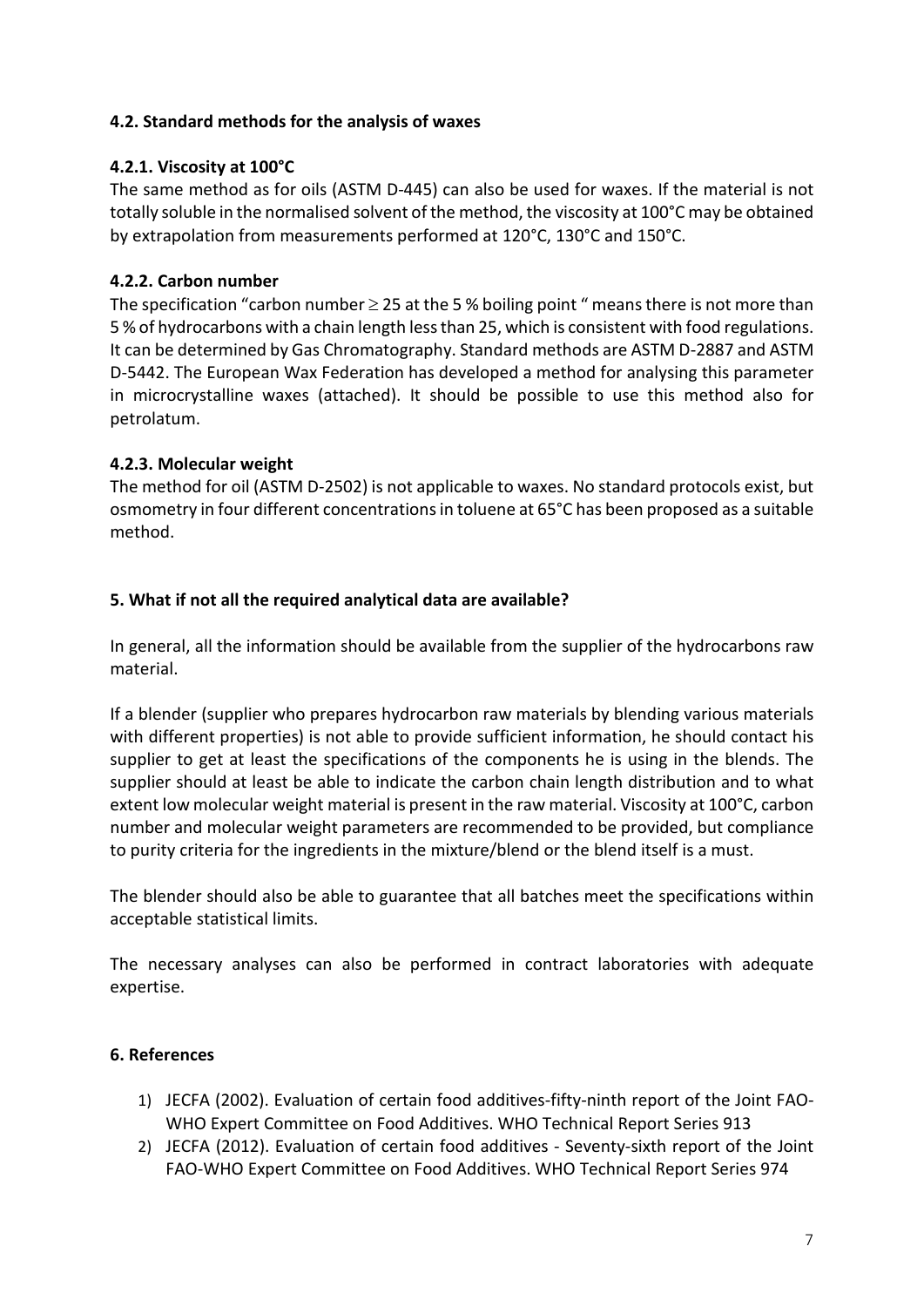### 4.2. Standard methods for the analysis of waxes

#### 4.2.1. Viscosity at 100°C

The same method as for oils (ASTM D-445) can also be used for waxes. If the material is not totally soluble in the normalised solvent of the method, the viscosity at 100°C may be obtained by extrapolation from measurements performed at 120°C, 130°C and 150°C.

#### 4.2.2. Carbon number

The specification "carbon number $\geq$ 25 at the 5 % boiling point " means there is not more than 5 % of hydrocarbons with a chain length less than 25, which is consistent with food regulations. It can be determined by Gas Chromatography. Standard methods are ASTM D-2887 and ASTM D-5442. The European Wax Federation has developed a method for analysing this parameter in microcrystalline waxes (attached). It should be possible to use this method also for petrolatum.

#### 4.2.3. Molecular weight

The method for oil (ASTM D-2502) is not applicable to waxes. No standard protocols exist, but osmometry in four different concentrations in toluene at 65°C has been proposed as a suitable method.

## 5. What if not all the required analytical data are available?

In general, all the information should be available from the supplier of the hydrocarbons raw material.

If a blender (supplier who prepares hydrocarbon raw materials by blending various materials with different properties) is not able to provide sufficient information, he should contact his supplier to get at least the specifications of the components he is using in the blends. The supplier should at least be able to indicate the carbon chain length distribution and to what extent low molecular weight material is present in the raw material. Viscosity at 100°C, carbon number and molecular weight parameters are recommended to be provided, but compliance to purity criteria for the ingredients in the mixture/blend or the blend itself is a must.

The blender should also be able to guarantee that all batches meet the specifications within acceptable statistical limits.

The necessary analyses can also be performed in contract laboratories with adequate expertise.

## 6. References

1) JECFA (2002). Evaluation of certain food additives-fifty-ninth report of the Joint FAO-WHO Expert Committee on Food Additives. WHO Technical Report Series 913
2) JECFA (2012). Evaluation of certain food additives - Seventy-sixth report of the Joint FAO-WHO Expert Committee on Food Additives. WHO Technical Report Series 974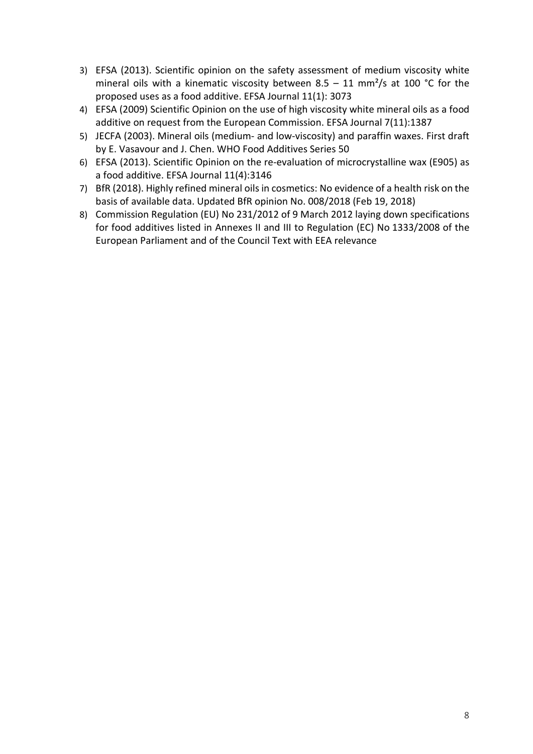3) EFSA (2013). Scientific opinion on the safety assessment of medium viscosity white mineral oils with a kinematic viscosity between 8.5 – 11 mm²/s at 100 °C for the proposed uses as a food additive. EFSA Journal 11(1): 3073
4) EFSA (2009) Scientific Opinion on the use of high viscosity white mineral oils as a food additive on request from the European Commission. EFSA Journal 7(11):1387
5) JECFA (2003). Mineral oils (medium- and low-viscosity) and paraffin waxes. First draft by E. Vasavour and J. Chen. WHO Food Additives Series 50
6) EFSA (2013). Scientific Opinion on the re-evaluation of microcrystalline wax (E905) as a food additive. EFSA Journal 11(4):3146
7) BfR (2018). Highly refined mineral oils in cosmetics: No evidence of a health risk on the basis of available data. Updated BfR opinion No. 008/2018 (Feb 19, 2018)
8) Commission Regulation (EU) No 231/2012 of 9 March 2012 laying down specifications for food additives listed in Annexes II and III to Regulation (EC) No 1333/2008 of the European Parliament and of the Council Text with EEA relevance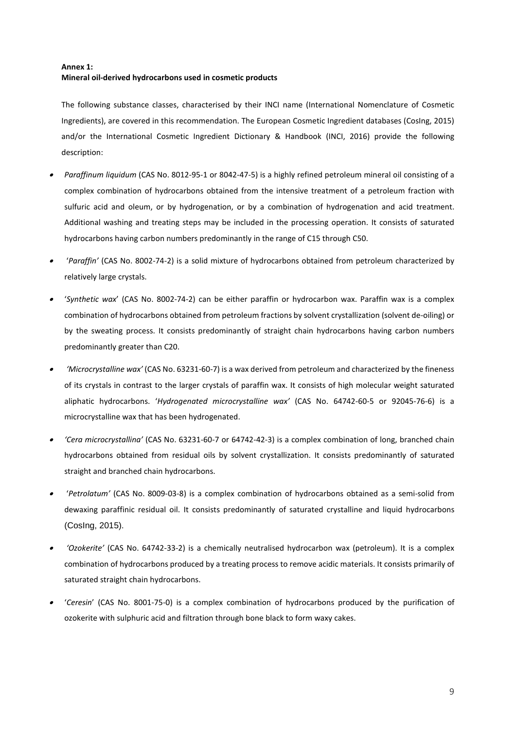**Annex 1:**
**Mineral oil-derived hydrocarbons used in cosmetic products**

The following substance classes, characterised by their INCI name (International Nomenclature of Cosmetic Ingredients), are covered in this recommendation. The European Cosmetic Ingredient databases (CosIng, 2015) and/or the International Cosmetic Ingredient Dictionary & Handbook (INCI, 2016) provide the following description:

- *Paraffinum liquidum* (CAS No. 8012-95-1 or 8042-47-5) is a highly refined petroleum mineral oil consisting of a complex combination of hydrocarbons obtained from the intensive treatment of a petroleum fraction with sulfuric acid and oleum, or by hydrogenation, or by a combination of hydrogenation and acid treatment. Additional washing and treating steps may be included in the processing operation. It consists of saturated hydrocarbons having carbon numbers predominantly in the range of C15 through C50.
- '*Paraffin'* (CAS No. 8002-74-2) is a solid mixture of hydrocarbons obtained from petroleum characterized by relatively large crystals.
- '*Synthetic wax*' (CAS No. 8002-74-2) can be either paraffin or hydrocarbon wax. Paraffin wax is a complex combination of hydrocarbons obtained from petroleum fractions by solvent crystallization (solvent de-oiling) or by the sweating process. It consists predominantly of straight chain hydrocarbons having carbon numbers predominantly greater than C20.
- *'Microcrystalline wax'* (CAS No. 63231-60-7) is a wax derived from petroleum and characterized by the fineness of its crystals in contrast to the larger crystals of paraffin wax. It consists of high molecular weight saturated aliphatic hydrocarbons. '*Hydrogenated microcrystalline wax'* (CAS No. 64742-60-5 or 92045-76-6) is a microcrystalline wax that has been hydrogenated.
- *'Cera microcrystallina'* (CAS No. 63231-60-7 or 64742-42-3) is a complex combination of long, branched chain hydrocarbons obtained from residual oils by solvent crystallization. It consists predominantly of saturated straight and branched chain hydrocarbons.
- '*Petrolatum'* (CAS No. 8009-03-8) is a complex combination of hydrocarbons obtained as a semi-solid from dewaxing paraffinic residual oil. It consists predominantly of saturated crystalline and liquid hydrocarbons (CosIng, 2015).
- *'Ozokerite'* (CAS No. 64742-33-2) is a chemically neutralised hydrocarbon wax (petroleum). It is a complex combination of hydrocarbons produced by a treating process to remove acidic materials. It consists primarily of saturated straight chain hydrocarbons.
- '*Ceresin*' (CAS No. 8001-75-0) is a complex combination of hydrocarbons produced by the purification of ozokerite with sulphuric acid and filtration through bone black to form waxy cakes.